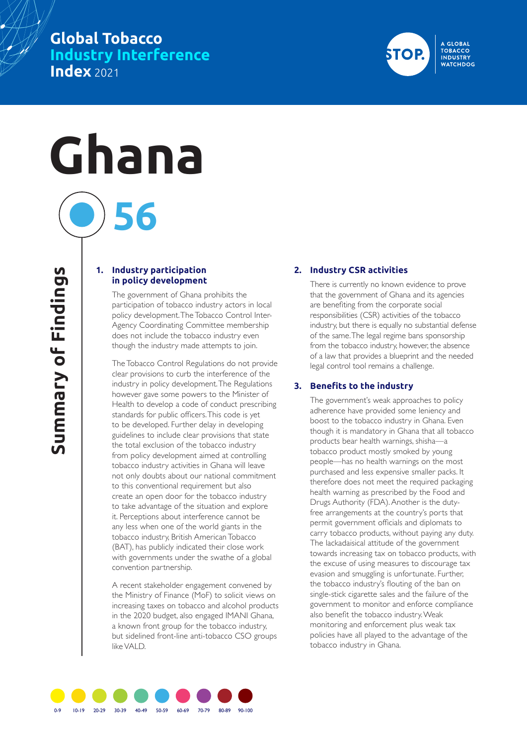# Global Tobacco Industry Interference Index 2021

STOP. A GLOBAL TOBACCO INDUSTRY WATCHDOG

# Ghana

## 56

## Summary of Findings

### 1. Industry participation in policy development

The government of Ghana prohibits the participation of tobacco industry actors in local policy development. The Tobacco Control Inter-Agency Coordinating Committee membership does not include the tobacco industry even though the industry made attempts to join.

The Tobacco Control Regulations do not provide clear provisions to curb the interference of the industry in policy development. The Regulations however gave some powers to the Minister of Health to develop a code of conduct prescribing standards for public officers. This code is yet to be developed. Further delay in developing guidelines to include clear provisions that state the total exclusion of the tobacco industry from policy development aimed at controlling tobacco industry activities in Ghana will leave not only doubts about our national commitment to this conventional requirement but also create an open door for the tobacco industry to take advantage of the situation and explore it. Perceptions about interference cannot be any less when one of the world giants in the tobacco industry, British American Tobacco (BAT), has publicly indicated their close work with governments under the swathe of a global convention partnership.

A recent stakeholder engagement convened by the Ministry of Finance (MoF) to solicit views on increasing taxes on tobacco and alcohol products in the 2020 budget, also engaged IMANI Ghana, a known front group for the tobacco industry, but sidelined front-line anti-tobacco CSO groups like VALD.

### 2. Industry CSR activities

There is currently no known evidence to prove that the government of Ghana and its agencies are benefiting from the corporate social responsibilities (CSR) activities of the tobacco industry, but there is equally no substantial defense of the same. The legal regime bans sponsorship from the tobacco industry, however, the absence of a law that provides a blueprint and the needed legal control tool remains a challenge.

### 3. Benefits to the industry

The government's weak approaches to policy adherence have provided some leniency and boost to the tobacco industry in Ghana. Even though it is mandatory in Ghana that all tobacco products bear health warnings, shisha—a tobacco product mostly smoked by young people—has no health warnings on the most purchased and less expensive smaller packs. It therefore does not meet the required packaging health warning as prescribed by the Food and Drugs Authority (FDA). Another is the duty-free arrangements at the country's ports that permit government officials and diplomats to carry tobacco products, without paying any duty. The lackadaisical attitude of the government towards increasing tax on tobacco products, with the excuse of using measures to discourage tax evasion and smuggling is unfortunate. Further, the tobacco industry's flouting of the ban on single-stick cigarette sales and the failure of the government to monitor and enforce compliance also benefit the tobacco industry. Weak monitoring and enforcement plus weak tax policies have all played to the advantage of the tobacco industry in Ghana.

0-9 | 10-19 | 20-29 | 30-39 | 40-49 | 50-59 | 60-69 | 70-79 | 80-89 | 90-100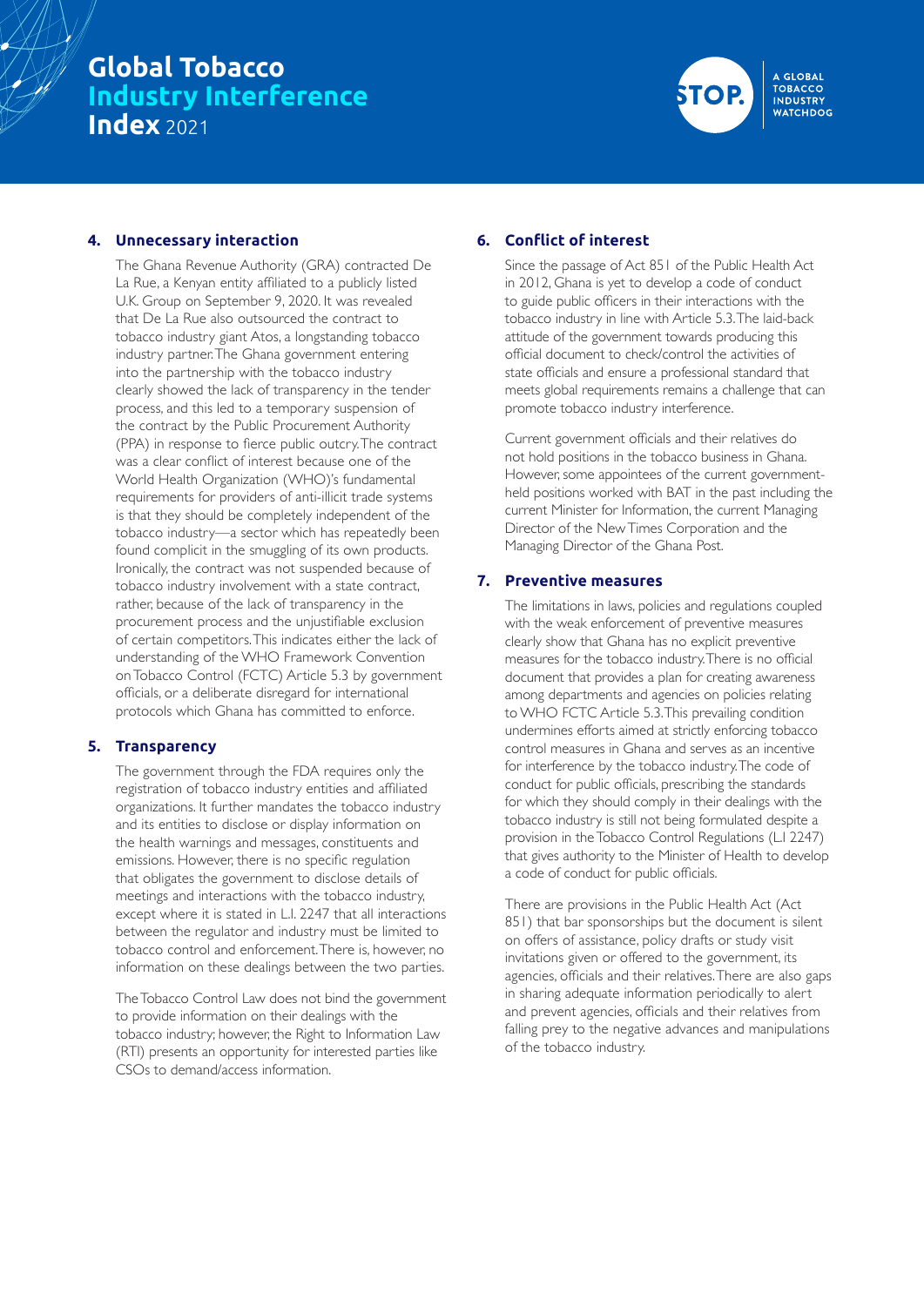## 4. Unnecessary interaction

The Ghana Revenue Authority (GRA) contracted De La Rue, a Kenyan entity affiliated to a publicly listed U.K. Group on September 9, 2020. It was revealed that De La Rue also outsourced the contract to tobacco industry giant Atos, a longstanding tobacco industry partner. The Ghana government entering into the partnership with the tobacco industry clearly showed the lack of transparency in the tender process, and this led to a temporary suspension of the contract by the Public Procurement Authority (PPA) in response to fierce public outcry. The contract was a clear conflict of interest because one of the World Health Organization (WHO)'s fundamental requirements for providers of anti-illicit trade systems is that they should be completely independent of the tobacco industry—a sector which has repeatedly been found complicit in the smuggling of its own products. Ironically, the contract was not suspended because of tobacco industry involvement with a state contract, rather, because of the lack of transparency in the procurement process and the unjustifiable exclusion of certain competitors. This indicates either the lack of understanding of the WHO Framework Convention on Tobacco Control (FCTC) Article 5.3 by government officials, or a deliberate disregard for international protocols which Ghana has committed to enforce.

## 5. Transparency

The government through the FDA requires only the registration of tobacco industry entities and affiliated organizations. It further mandates the tobacco industry and its entities to disclose or display information on the health warnings and messages, constituents and emissions. However, there is no specific regulation that obligates the government to disclose details of meetings and interactions with the tobacco industry, except where it is stated in L.I. 2247 that all interactions between the regulator and industry must be limited to tobacco control and enforcement. There is, however, no information on these dealings between the two parties.

The Tobacco Control Law does not bind the government to provide information on their dealings with the tobacco industry; however, the Right to Information Law (RTI) presents an opportunity for interested parties like CSOs to demand/access information.

## 6. Conflict of interest

Since the passage of Act 851 of the Public Health Act in 2012, Ghana is yet to develop a code of conduct to guide public officers in their interactions with the tobacco industry in line with Article 5.3. The laid-back attitude of the government towards producing this official document to check/control the activities of state officials and ensure a professional standard that meets global requirements remains a challenge that can promote tobacco industry interference.

Current government officials and their relatives do not hold positions in the tobacco business in Ghana. However, some appointees of the current government-held positions worked with BAT in the past including the current Minister for Information, the current Managing Director of the New Times Corporation and the Managing Director of the Ghana Post.

## 7. Preventive measures

The limitations in laws, policies and regulations coupled with the weak enforcement of preventive measures clearly show that Ghana has no explicit preventive measures for the tobacco industry. There is no official document that provides a plan for creating awareness among departments and agencies on policies relating to WHO FCTC Article 5.3. This prevailing condition undermines efforts aimed at strictly enforcing tobacco control measures in Ghana and serves as an incentive for interference by the tobacco industry. The code of conduct for public officials, prescribing the standards for which they should comply in their dealings with the tobacco industry is still not being formulated despite a provision in the Tobacco Control Regulations (LI 2247) that gives authority to the Minister of Health to develop a code of conduct for public officials.

There are provisions in the Public Health Act (Act 851) that bar sponsorships but the document is silent on offers of assistance, policy drafts or study visit invitations given or offered to the government, its agencies, officials and their relatives. There are also gaps in sharing adequate information periodically to alert and prevent agencies, officials and their relatives from falling prey to the negative advances and manipulations of the tobacco industry.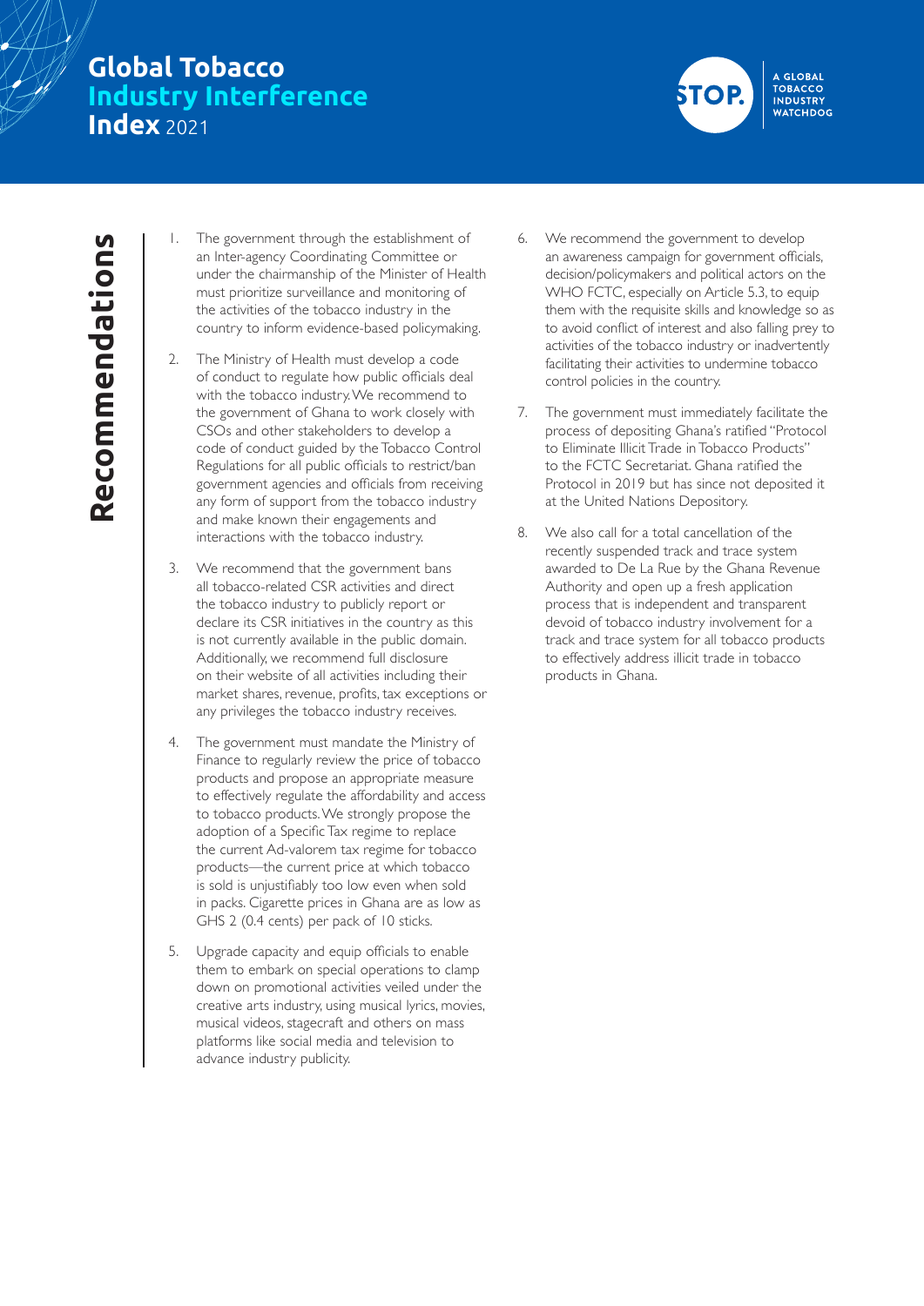# Recommendations

1. The government through the establishment of an Inter-agency Coordinating Committee or under the chairmanship of the Minister of Health must prioritize surveillance and monitoring of the activities of the tobacco industry in the country to inform evidence-based policymaking.

2. The Ministry of Health must develop a code of conduct to regulate how public officials deal with the tobacco industry. We recommend to the government of Ghana to work closely with CSOs and other stakeholders to develop a code of conduct guided by the Tobacco Control Regulations for all public officials to restrict/ban government agencies and officials from receiving any form of support from the tobacco industry and make known their engagements and interactions with the tobacco industry.

3. We recommend that the government bans all tobacco-related CSR activities and direct the tobacco industry to publicly report or declare its CSR initiatives in the country as this is not currently available in the public domain. Additionally, we recommend full disclosure on their website of all activities including their market shares, revenue, profits, tax exceptions or any privileges the tobacco industry receives.

4. The government must mandate the Ministry of Finance to regularly review the price of tobacco products and propose an appropriate measure to effectively regulate the affordability and access to tobacco products. We strongly propose the adoption of a Specific Tax regime to replace the current Ad-valorem tax regime for tobacco products—the current price at which tobacco is sold is unjustifiably too low even when sold in packs. Cigarette prices in Ghana are as low as GHS 2 (0.4 cents) per pack of 10 sticks.

5. Upgrade capacity and equip officials to enable them to embark on special operations to clamp down on promotional activities veiled under the creative arts industry, using musical lyrics, movies, musical videos, stagecraft and others on mass platforms like social media and television to advance industry publicity.

6. We recommend the government to develop an awareness campaign for government officials, decision/policymakers and political actors on the WHO FCTC, especially on Article 5.3, to equip them with the requisite skills and knowledge so as to avoid conflict of interest and also falling prey to activities of the tobacco industry or inadvertently facilitating their activities to undermine tobacco control policies in the country.

7. The government must immediately facilitate the process of depositing Ghana's ratified "Protocol to Eliminate Illicit Trade in Tobacco Products" to the FCTC Secretariat. Ghana ratified the Protocol in 2019 but has since not deposited it at the United Nations Depository.

8. We also call for a total cancellation of the recently suspended track and trace system awarded to De La Rue by the Ghana Revenue Authority and open up a fresh application process that is independent and transparent devoid of tobacco industry involvement for a track and trace system for all tobacco products to effectively address illicit trade in tobacco products in Ghana.